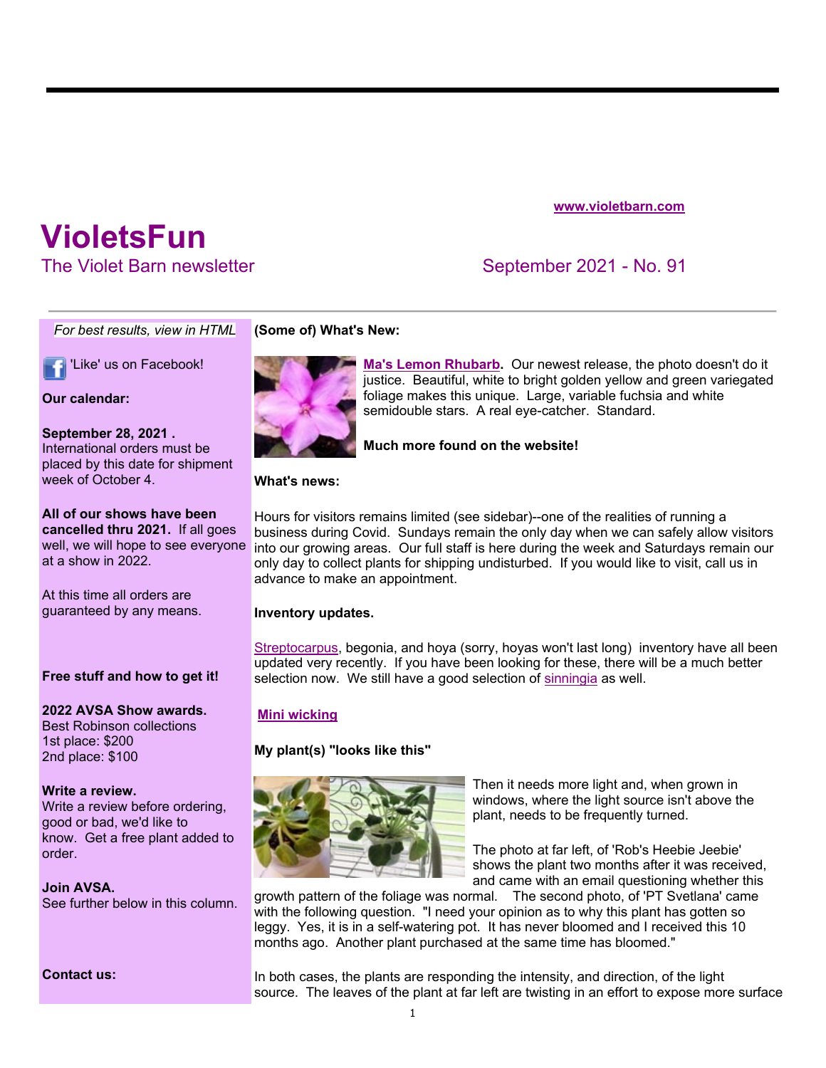www.violetbarn.com

# VioletsFun

The Violet Barn newsletter

September 2021 - No. 91

*For best results, view in HTML*

'Like' us on Facebook!

**Our calendar:**

**September 28, 2021 .**
International orders must be placed by this date for shipment week of October 4.

**All of our shows have been cancelled thru 2021.** If all goes well, we will hope to see everyone at a show in 2022.

At this time all orders are guaranteed by any means.

**Free stuff and how to get it!**

**2022 AVSA Show awards.**
Best Robinson collections
1st place: $200
2nd place: $100

**Write a review.**
Write a review before ordering, good or bad, we'd like to know. Get a free plant added to order.

**Join AVSA.**
See further below in this column.

**Contact us:**

**(Some of) What's New:**

**Ma's Lemon Rhubarb.** Our newest release, the photo doesn't do it justice. Beautiful, white to bright golden yellow and green variegated foliage makes this unique. Large, variable fuchsia and white semidouble stars. A real eye-catcher. Standard.

**Much more found on the website!**

**What's news:**

Hours for visitors remains limited (see sidebar)--one of the realities of running a business during Covid. Sundays remain the only day when we can safely allow visitors into our growing areas. Our full staff is here during the week and Saturdays remain our only day to collect plants for shipping undisturbed. If you would like to visit, call us in advance to make an appointment.

**Inventory updates.**

Streptocarpus, begonia, and hoya (sorry, hoyas won't last long) inventory have all been updated very recently. If you have been looking for these, there will be a much better selection now. We still have a good selection of sinningia as well.

**Mini wicking**

**My plant(s) "looks like this"**

Then it needs more light and, when grown in windows, where the light source isn't above the plant, needs to be frequently turned.

The photo at far left, of 'Rob's Heebie Jeebie' shows the plant two months after it was received, and came with an email questioning whether this growth pattern of the foliage was normal. The second photo, of 'PT Svetlana' came with the following question. "I need your opinion as to why this plant has gotten so leggy. Yes, it is in a self-watering pot. It has never bloomed and I received this 10 months ago. Another plant purchased at the same time has bloomed."

In both cases, the plants are responding the intensity, and direction, of the light source. The leaves of the plant at far left are twisting in an effort to expose more surface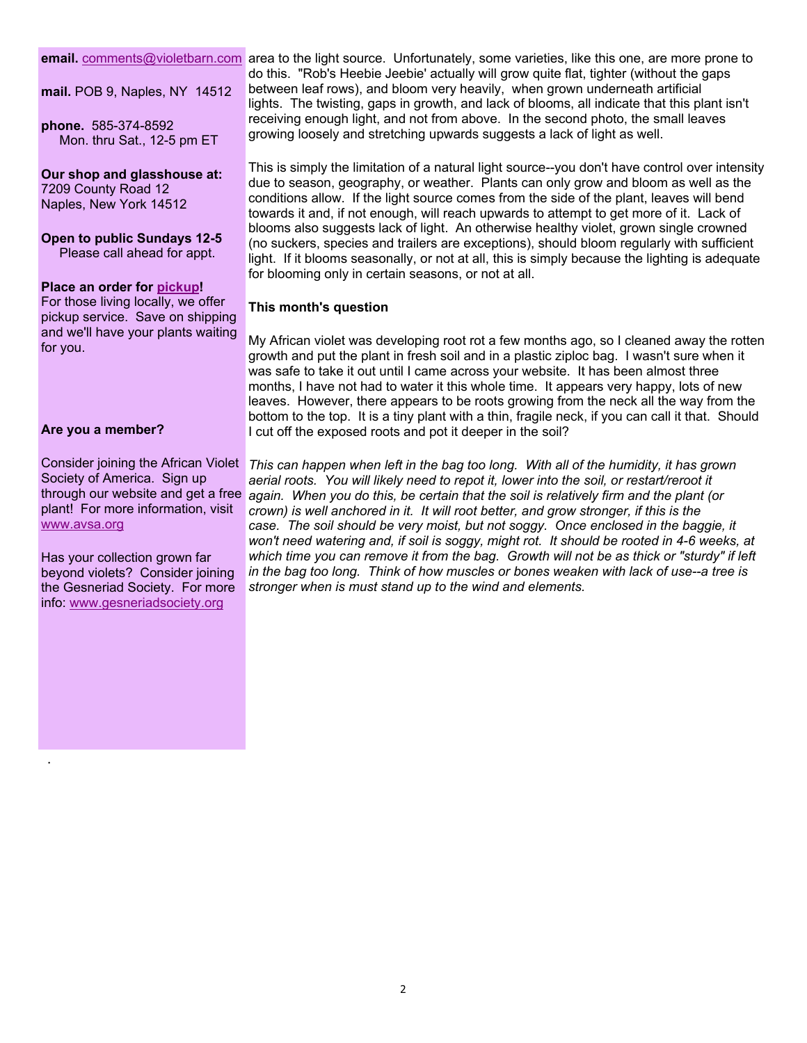**email.** comments@violetbarn.com

**mail.** POB 9, Naples, NY 14512

**phone.** 585-374-8592
Mon. thru Sat., 12-5 pm ET

**Our shop and glasshouse at:**
7209 County Road 12
Naples, New York 14512

**Open to public Sundays 12-5**
Please call ahead for appt.

**Place an order for pickup!**
For those living locally, we offer pickup service. Save on shipping and we'll have your plants waiting for you.

**Are you a member?**

Consider joining the African Violet Society of America. Sign up through our website and get a free plant! For more information, visit www.avsa.org

Has your collection grown far beyond violets? Consider joining the Gesneriad Society. For more info: www.gesneriadsociety.org

area to the light source. Unfortunately, some varieties, like this one, are more prone to do this. "Rob's Heebie Jeebie' actually will grow quite flat, tighter (without the gaps between leaf rows), and bloom very heavily, when grown underneath artificial lights. The twisting, gaps in growth, and lack of blooms, all indicate that this plant isn't receiving enough light, and not from above. In the second photo, the small leaves growing loosely and stretching upwards suggests a lack of light as well.

This is simply the limitation of a natural light source--you don't have control over intensity due to season, geography, or weather. Plants can only grow and bloom as well as the conditions allow. If the light source comes from the side of the plant, leaves will bend towards it and, if not enough, will reach upwards to attempt to get more of it. Lack of blooms also suggests lack of light. An otherwise healthy violet, grown single crowned (no suckers, species and trailers are exceptions), should bloom regularly with sufficient light. If it blooms seasonally, or not at all, this is simply because the lighting is adequate for blooming only in certain seasons, or not at all.

### This month's question

My African violet was developing root rot a few months ago, so I cleaned away the rotten growth and put the plant in fresh soil and in a plastic ziploc bag. I wasn't sure when it was safe to take it out until I came across your website. It has been almost three months, I have not had to water it this whole time. It appears very happy, lots of new leaves. However, there appears to be roots growing from the neck all the way from the bottom to the top. It is a tiny plant with a thin, fragile neck, if you can call it that. Should I cut off the exposed roots and pot it deeper in the soil?

*This can happen when left in the bag too long. With all of the humidity, it has grown aerial roots. You will likely need to repot it, lower into the soil, or restart/reroot it again. When you do this, be certain that the soil is relatively firm and the plant (or crown) is well anchored in it. It will root better, and grow stronger, if this is the case. The soil should be very moist, but not soggy. Once enclosed in the baggie, it won't need watering and, if soil is soggy, might rot. It should be rooted in 4-6 weeks, at which time you can remove it from the bag. Growth will not be as thick or "sturdy" if left in the bag too long. Think of how muscles or bones weaken with lack of use--a tree is stronger when is must stand up to the wind and elements.*